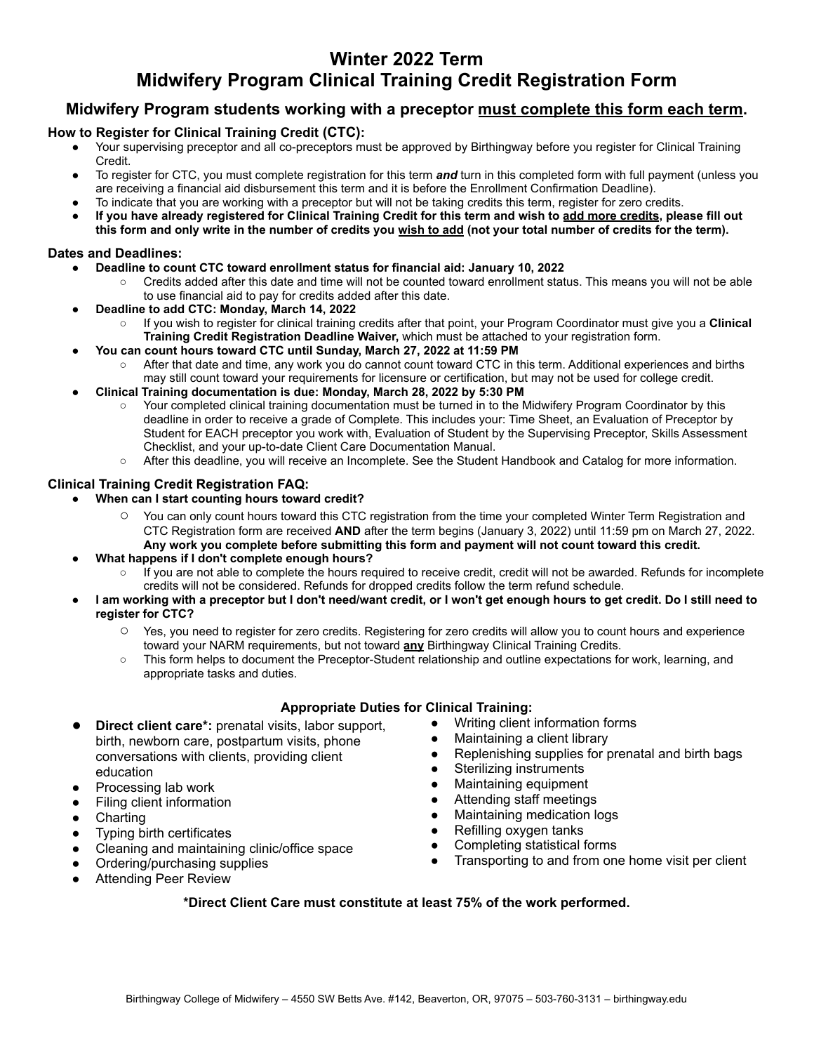# Winter 2022 Term
# Midwifery Program Clinical Training Credit Registration Form

## Midwifery Program students working with a preceptor <u>must complete this form each term</u>.

### How to Register for Clinical Training Credit (CTC):

- Your supervising preceptor and all co-preceptors must be approved by Birthingway before you register for Clinical Training Credit.
- To register for CTC, you must complete registration for this term ***and*** turn in this completed form with full payment (unless you are receiving a financial aid disbursement this term and it is before the Enrollment Confirmation Deadline).
- To indicate that you are working with a preceptor but will not be taking credits this term, register for zero credits.
- **If you have already registered for Clinical Training Credit for this term and wish to <u>add more credits</u>, please fill out this form and only write in the number of credits you <u>wish to add</u> (not your total number of credits for the term).**

### Dates and Deadlines:

- **Deadline to count CTC toward enrollment status for financial aid: January 10, 2022**
  - Credits added after this date and time will not be counted toward enrollment status. This means you will not be able to use financial aid to pay for credits added after this date.
- **Deadline to add CTC: Monday, March 14, 2022**
  - If you wish to register for clinical training credits after that point, your Program Coordinator must give you a **Clinical Training Credit Registration Deadline Waiver,** which must be attached to your registration form.
- **You can count hours toward CTC until Sunday, March 27, 2022 at 11:59 PM**
  - After that date and time, any work you do cannot count toward CTC in this term. Additional experiences and births may still count toward your requirements for licensure or certification, but may not be used for college credit.
- **Clinical Training documentation is due: Monday, March 28, 2022 by 5:30 PM**
  - Your completed clinical training documentation must be turned in to the Midwifery Program Coordinator by this deadline in order to receive a grade of Complete. This includes your: Time Sheet, an Evaluation of Preceptor by Student for EACH preceptor you work with, Evaluation of Student by the Supervising Preceptor, Skills Assessment Checklist, and your up-to-date Client Care Documentation Manual.
  - After this deadline, you will receive an Incomplete. See the Student Handbook and Catalog for more information.

### Clinical Training Credit Registration FAQ:

- **When can I start counting hours toward credit?**
  - You can only count hours toward this CTC registration from the time your completed Winter Term Registration and CTC Registration form are received **AND** after the term begins (January 3, 2022) until 11:59 pm on March 27, 2022. **Any work you complete before submitting this form and payment will not count toward this credit.**
- **What happens if I don't complete enough hours?**
  - If you are not able to complete the hours required to receive credit, credit will not be awarded. Refunds for incomplete credits will not be considered. Refunds for dropped credits follow the term refund schedule.
- **I am working with a preceptor but I don't need/want credit, or I won't get enough hours to get credit. Do I still need to register for CTC?**
  - Yes, you need to register for zero credits. Registering for zero credits will allow you to count hours and experience toward your NARM requirements, but not toward <u>**any**</u> Birthingway Clinical Training Credits.
  - This form helps to document the Preceptor-Student relationship and outline expectations for work, learning, and appropriate tasks and duties.

### Appropriate Duties for Clinical Training:

- **Direct client care\*:** prenatal visits, labor support, birth, newborn care, postpartum visits, phone conversations with clients, providing client education
- Processing lab work
- Filing client information
- Charting
- Typing birth certificates
- Cleaning and maintaining clinic/office space
- Ordering/purchasing supplies
- Attending Peer Review
- Writing client information forms
- Maintaining a client library
- Replenishing supplies for prenatal and birth bags
- Sterilizing instruments
- Maintaining equipment
- Attending staff meetings
- Maintaining medication logs
- Refilling oxygen tanks
- Completing statistical forms
- Transporting to and from one home visit per client

**\*Direct Client Care must constitute at least 75% of the work performed.**

Birthingway College of Midwifery – 4550 SW Betts Ave. #142, Beaverton, OR, 97075 – 503-760-3131 – birthingway.edu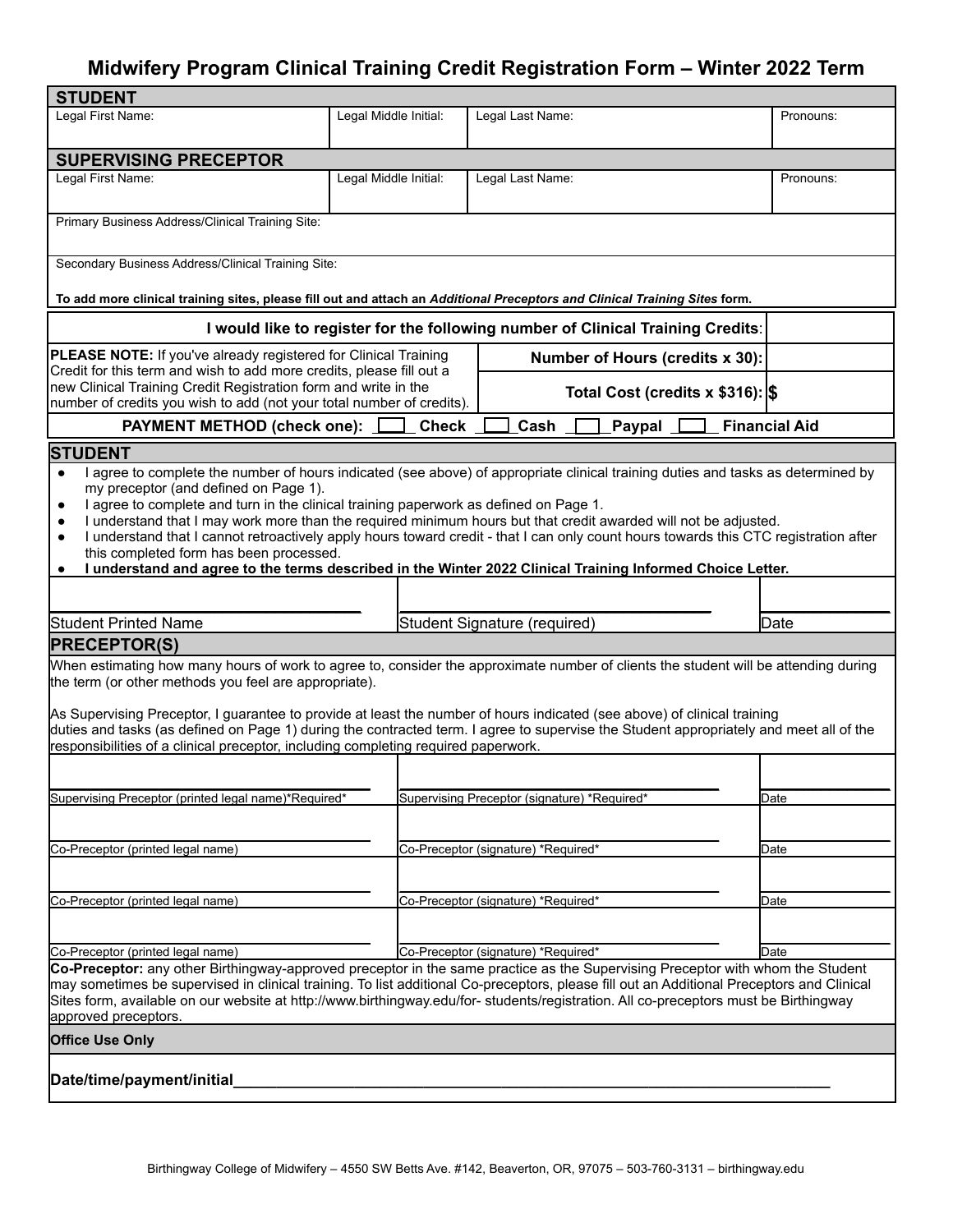# Midwifery Program Clinical Training Credit Registration Form – Winter 2022 Term

| | | | |
|---|---|---|---|
| **STUDENT** | | | |
| Legal First Name: | Legal Middle Initial: | Legal Last Name: | Pronouns: |
| **SUPERVISING PRECEPTOR** | | | |
| Legal First Name: | Legal Middle Initial: | Legal Last Name: | Pronouns: |
| Primary Business Address/Clinical Training Site: | | | |
| Secondary Business Address/Clinical Training Site: | | | |

**To add more clinical training sites, please fill out and attach an *Additional Preceptors and Clinical Training Sites* form.**

| | | |
|---|---|---|
| | **I would like to register for the following number of Clinical Training Credits**: | |
| **PLEASE NOTE:** If you've already registered for Clinical Training Credit for this term and wish to add more credits, please fill out a new Clinical Training Credit Registration form and write in the number of credits you wish to add (not your total number of credits). | **Number of Hours (credits x 30):** | |
| | **Total Cost (credits x $316):** | **$** |

**PAYMENT METHOD (check one):** ☐ **Check** ☐ **Cash** ☐ **Paypal** ☐ **Financial Aid**

## STUDENT

- I agree to complete the number of hours indicated (see above) of appropriate clinical training duties and tasks as determined by my preceptor (and defined on Page 1).
- I agree to complete and turn in the clinical training paperwork as defined on Page 1.
- I understand that I may work more than the required minimum hours but that credit awarded will not be adjusted.
- I understand that I cannot retroactively apply hours toward credit - that I can only count hours towards this CTC registration after this completed form has been processed.
- **I understand and agree to the terms described in the Winter 2022 Clinical Training Informed Choice Letter.**

| | | |
|---|---|---|
| Student Printed Name | Student Signature (required) | Date |

## PRECEPTOR(S)

When estimating how many hours of work to agree to, consider the approximate number of clients the student will be attending during the term (or other methods you feel are appropriate).

As Supervising Preceptor, I guarantee to provide at least the number of hours indicated (see above) of clinical training duties and tasks (as defined on Page 1) during the contracted term. I agree to supervise the Student appropriately and meet all of the responsibilities of a clinical preceptor, including completing required paperwork.

| | | |
|---|---|---|
| Supervising Preceptor (printed legal name)*Required* | Supervising Preceptor (signature) *Required* | Date |
| Co-Preceptor (printed legal name) | Co-Preceptor (signature) *Required* | Date |
| Co-Preceptor (printed legal name) | Co-Preceptor (signature) *Required* | Date |
| Co-Preceptor (printed legal name) | Co-Preceptor (signature) *Required* | Date |

**Co-Preceptor:** any other Birthingway-approved preceptor in the same practice as the Supervising Preceptor with whom the Student may sometimes be supervised in clinical training. To list additional Co-preceptors, please fill out an Additional Preceptors and Clinical Sites form, available on our website at http://www.birthingway.edu/for- students/registration. All co-preceptors must be Birthingway approved preceptors.

**Office Use Only**

**Date/time/payment/initial**\_\_\_\_\_\_\_\_\_\_\_\_\_\_\_\_\_\_\_\_\_\_\_\_\_\_\_\_\_\_\_\_\_\_\_\_\_\_\_\_

Birthingway College of Midwifery – 4550 SW Betts Ave. #142, Beaverton, OR, 97075 – 503-760-3131 – birthingway.edu